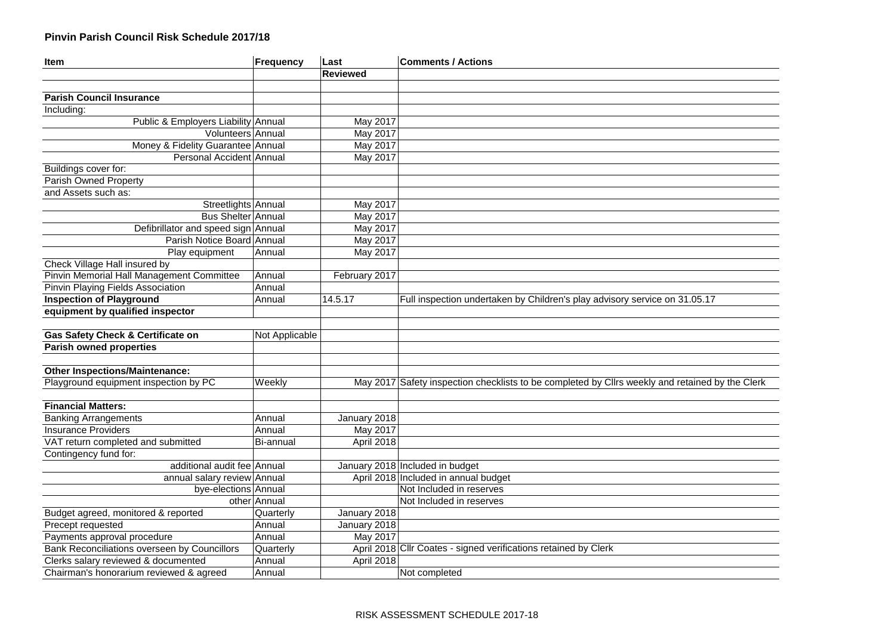# Pinvin Parish Council Risk Schedule 2017/18

| Item | Frequency | Last Reviewed | Comments / Actions |
|---|---|---|---|
| **Parish Council Insurance** | | | |
| Including: | | | |
| Public & Employers Liability | Annual | May 2017 | |
| Volunteers | Annual | May 2017 | |
| Money & Fidelity Guarantee | Annual | May 2017 | |
| Personal Accident | Annual | May 2017 | |
| Buildings cover for: | | | |
| Parish Owned Property | | | |
| and Assets such as: | | | |
| Streetlights | Annual | May 2017 | |
| Bus Shelter | Annual | May 2017 | |
| Defibrillator and speed sign | Annual | May 2017 | |
| Parish Notice Board | Annual | May 2017 | |
| Play equipment | Annual | May 2017 | |
| Check Village Hall insured by | | | |
| Pinvin Memorial Hall Management Committee | Annual | February 2017 | |
| Pinvin Playing Fields Association | Annual | | |
| **Inspection of Playground equipment by qualified inspector** | Annual | 14.5.17 | Full inspection undertaken by Children's play advisory service on 31.05.17 |
| | | | |
| **Gas Safety Check & Certificate on Parish owned properties** | Not Applicable | | |
| | | | |
| **Other Inspections/Maintenance:** | | | |
| Playground equipment inspection by PC | Weekly | May 2017 | Safety inspection checklists to be completed by Cllrs weekly and retained by the Clerk |
| | | | |
| **Financial Matters:** | | | |
| Banking Arrangements | Annual | January 2018 | |
| Insurance Providers | Annual | May 2017 | |
| VAT return completed and submitted | Bi-annual | April 2018 | |
| Contingency fund for: | | | |
| additional audit fee | Annual | January 2018 | Included in budget |
| annual salary review | Annual | April 2018 | Included in annual budget |
| bye-elections | Annual | | Not Included in reserves |
| other | Annual | | Not Included in reserves |
| Budget agreed, monitored & reported | Quarterly | January 2018 | |
| Precept requested | Annual | January 2018 | |
| Payments approval procedure | Annual | May 2017 | |
| Bank Reconciliations overseen by Councillors | Quarterly | April 2018 | Cllr Coates - signed verifications retained by Clerk |
| Clerks salary reviewed & documented | Annual | April 2018 | |
| Chairman's honorarium reviewed & agreed | Annual | | Not completed |

RISK ASSESSMENT SCHEDULE 2017-18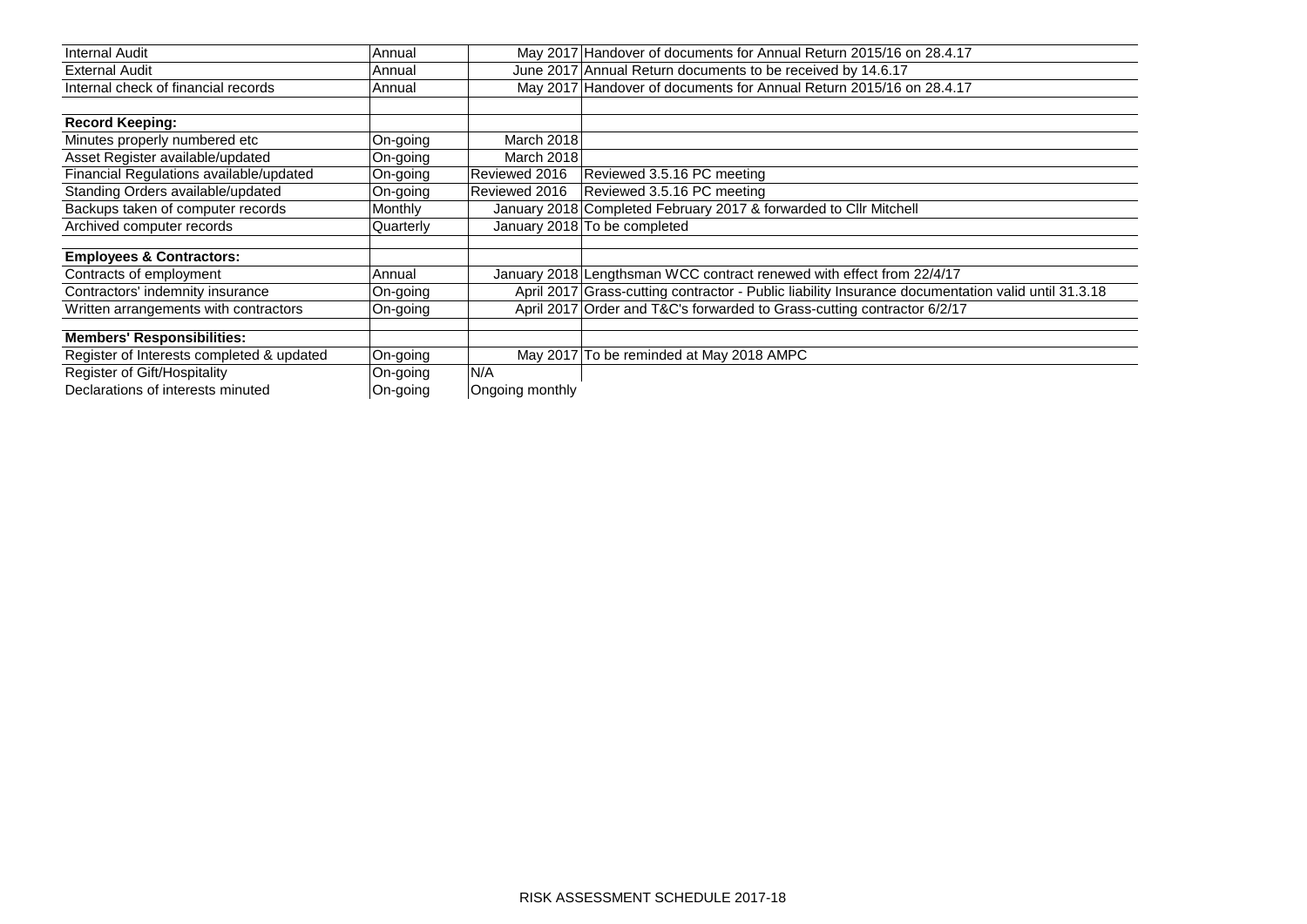| | | | |
|---|---|---|---|
| Internal Audit | Annual | May 2017 | Handover of documents for Annual Return 2015/16 on 28.4.17 |
| External Audit | Annual | June 2017 | Annual Return documents to be received by 14.6.17 |
| Internal check of financial records | Annual | May 2017 | Handover of documents for Annual Return 2015/16 on 28.4.17 |
| | | | |
| **Record Keeping:** | | | |
| Minutes properly numbered etc | On-going | March 2018 | |
| Asset Register available/updated | On-going | March 2018 | |
| Financial Regulations available/updated | On-going | Reviewed 2016 | Reviewed 3.5.16 PC meeting |
| Standing Orders available/updated | On-going | Reviewed 2016 | Reviewed 3.5.16 PC meeting |
| Backups taken of computer records | Monthly | January 2018 | Completed February 2017 & forwarded to Cllr Mitchell |
| Archived computer records | Quarterly | January 2018 | To be completed |
| | | | |
| **Employees & Contractors:** | | | |
| Contracts of employment | Annual | January 2018 | Lengthsman WCC contract renewed with effect from 22/4/17 |
| Contractors' indemnity insurance | On-going | April 2017 | Grass-cutting contractor - Public liability Insurance documentation valid until 31.3.18 |
| Written arrangements with contractors | On-going | April 2017 | Order and T&C's forwarded to Grass-cutting contractor 6/2/17 |
| | | | |
| **Members' Responsibilities:** | | | |
| Register of Interests completed & updated | On-going | May 2017 | To be reminded at May 2018 AMPC |
| Register of Gift/Hospitality | On-going | N/A | |
| Declarations of interests minuted | On-going | Ongoing monthly | |

RISK ASSESSMENT SCHEDULE 2017-18